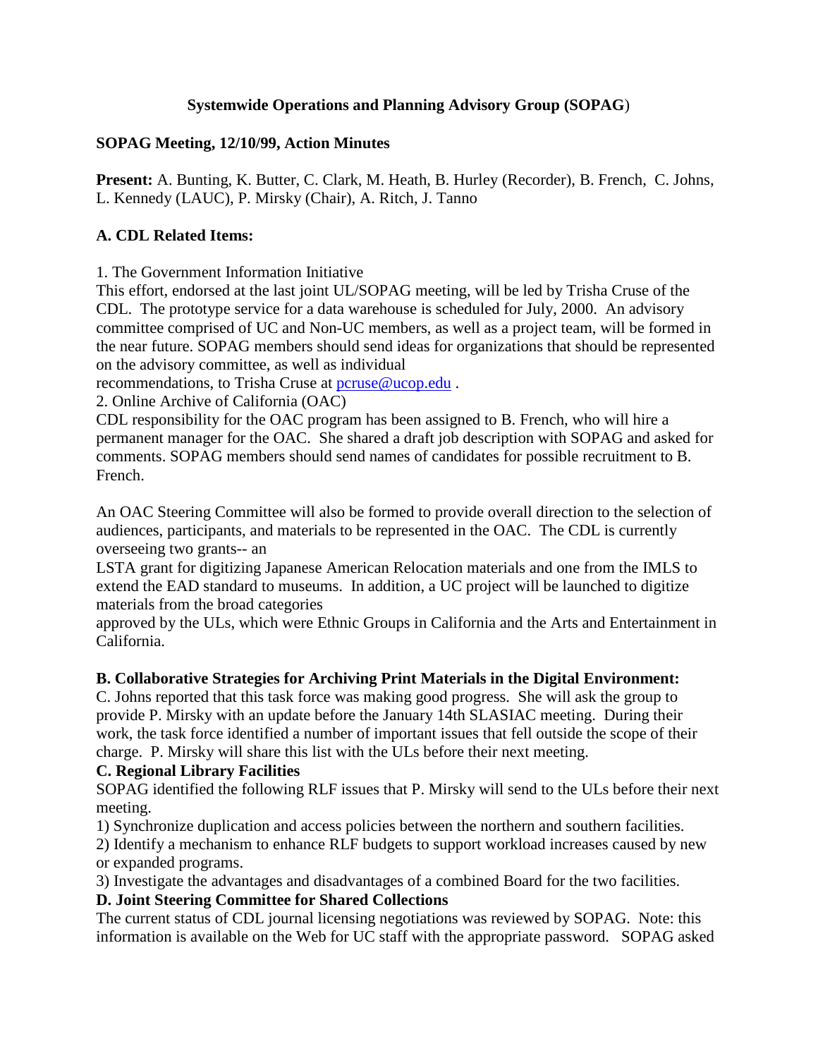# Systemwide Operations and Planning Advisory Group (SOPAG)

## SOPAG Meeting, 12/10/99, Action Minutes

**Present:** A. Bunting, K. Butter, C. Clark, M. Heath, B. Hurley (Recorder), B. French, C. Johns, L. Kennedy (LAUC), P. Mirsky (Chair), A. Ritch, J. Tanno

### A. CDL Related Items:

1. The Government Information Initiative

This effort, endorsed at the last joint UL/SOPAG meeting, will be led by Trisha Cruse of the CDL. The prototype service for a data warehouse is scheduled for July, 2000. An advisory committee comprised of UC and Non-UC members, as well as a project team, will be formed in the near future. SOPAG members should send ideas for organizations that should be represented on the advisory committee, as well as individual recommendations, to Trisha Cruse at pcruse@ucop.edu .

2. Online Archive of California (OAC)

CDL responsibility for the OAC program has been assigned to B. French, who will hire a permanent manager for the OAC. She shared a draft job description with SOPAG and asked for comments. SOPAG members should send names of candidates for possible recruitment to B. French.

An OAC Steering Committee will also be formed to provide overall direction to the selection of audiences, participants, and materials to be represented in the OAC. The CDL is currently overseeing two grants-- an LSTA grant for digitizing Japanese American Relocation materials and one from the IMLS to extend the EAD standard to museums. In addition, a UC project will be launched to digitize materials from the broad categories approved by the ULs, which were Ethnic Groups in California and the Arts and Entertainment in California.

### B. Collaborative Strategies for Archiving Print Materials in the Digital Environment:

C. Johns reported that this task force was making good progress. She will ask the group to provide P. Mirsky with an update before the January 14th SLASIAC meeting. During their work, the task force identified a number of important issues that fell outside the scope of their charge. P. Mirsky will share this list with the ULs before their next meeting.

### C. Regional Library Facilities

SOPAG identified the following RLF issues that P. Mirsky will send to the ULs before their next meeting.

1) Synchronize duplication and access policies between the northern and southern facilities.

2) Identify a mechanism to enhance RLF budgets to support workload increases caused by new or expanded programs.

3) Investigate the advantages and disadvantages of a combined Board for the two facilities.

### D. Joint Steering Committee for Shared Collections

The current status of CDL journal licensing negotiations was reviewed by SOPAG. Note: this information is available on the Web for UC staff with the appropriate password. SOPAG asked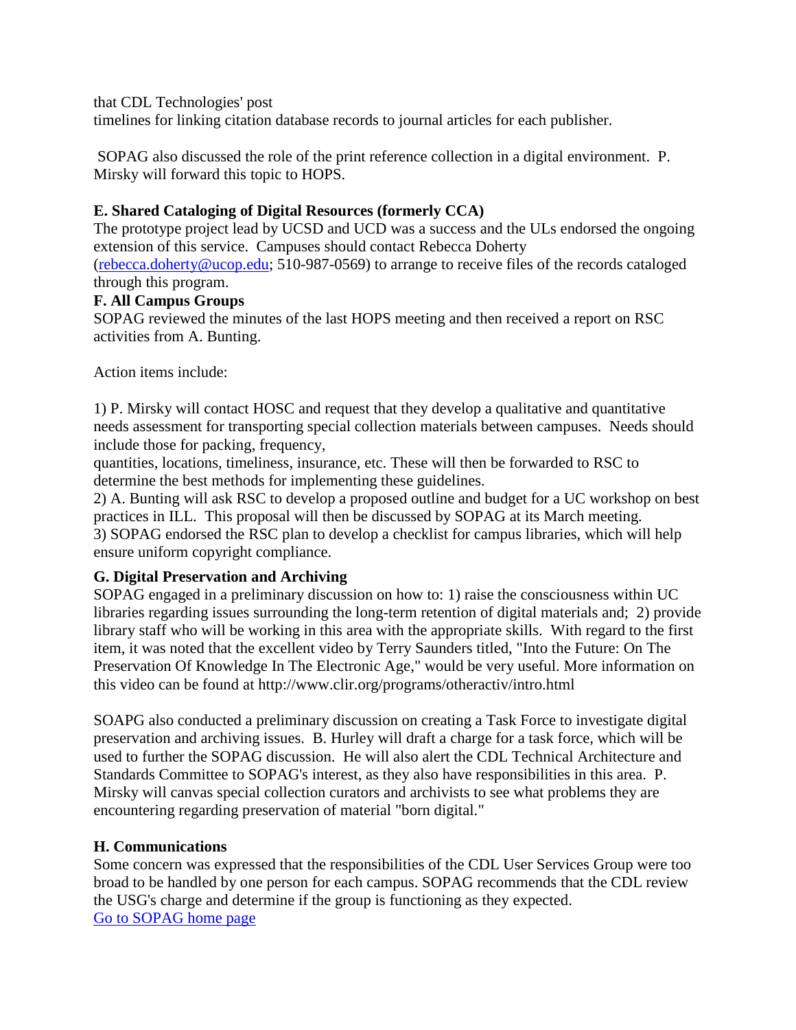that CDL Technologies' post
timelines for linking citation database records to journal articles for each publisher.

SOPAG also discussed the role of the print reference collection in a digital environment. P. Mirsky will forward this topic to HOPS.

**E. Shared Cataloging of Digital Resources (formerly CCA)**

The prototype project lead by UCSD and UCD was a success and the ULs endorsed the ongoing extension of this service. Campuses should contact Rebecca Doherty (rebecca.doherty@ucop.edu; 510-987-0569) to arrange to receive files of the records cataloged through this program.

**F. All Campus Groups**

SOPAG reviewed the minutes of the last HOPS meeting and then received a report on RSC activities from A. Bunting.

Action items include:

1) P. Mirsky will contact HOSC and request that they develop a qualitative and quantitative needs assessment for transporting special collection materials between campuses. Needs should include those for packing, frequency,
quantities, locations, timeliness, insurance, etc. These will then be forwarded to RSC to determine the best methods for implementing these guidelines.
2) A. Bunting will ask RSC to develop a proposed outline and budget for a UC workshop on best practices in ILL. This proposal will then be discussed by SOPAG at its March meeting.
3) SOPAG endorsed the RSC plan to develop a checklist for campus libraries, which will help ensure uniform copyright compliance.

**G. Digital Preservation and Archiving**

SOPAG engaged in a preliminary discussion on how to: 1) raise the consciousness within UC libraries regarding issues surrounding the long-term retention of digital materials and; 2) provide library staff who will be working in this area with the appropriate skills. With regard to the first item, it was noted that the excellent video by Terry Saunders titled, "Into the Future: On The Preservation Of Knowledge In The Electronic Age," would be very useful. More information on this video can be found at http://www.clir.org/programs/otheractiv/intro.html

SOAPG also conducted a preliminary discussion on creating a Task Force to investigate digital preservation and archiving issues. B. Hurley will draft a charge for a task force, which will be used to further the SOPAG discussion. He will also alert the CDL Technical Architecture and Standards Committee to SOPAG's interest, as they also have responsibilities in this area. P. Mirsky will canvas special collection curators and archivists to see what problems they are encountering regarding preservation of material "born digital."

**H. Communications**

Some concern was expressed that the responsibilities of the CDL User Services Group were too broad to be handled by one person for each campus. SOPAG recommends that the CDL review the USG's charge and determine if the group is functioning as they expected.

Go to SOPAG home page